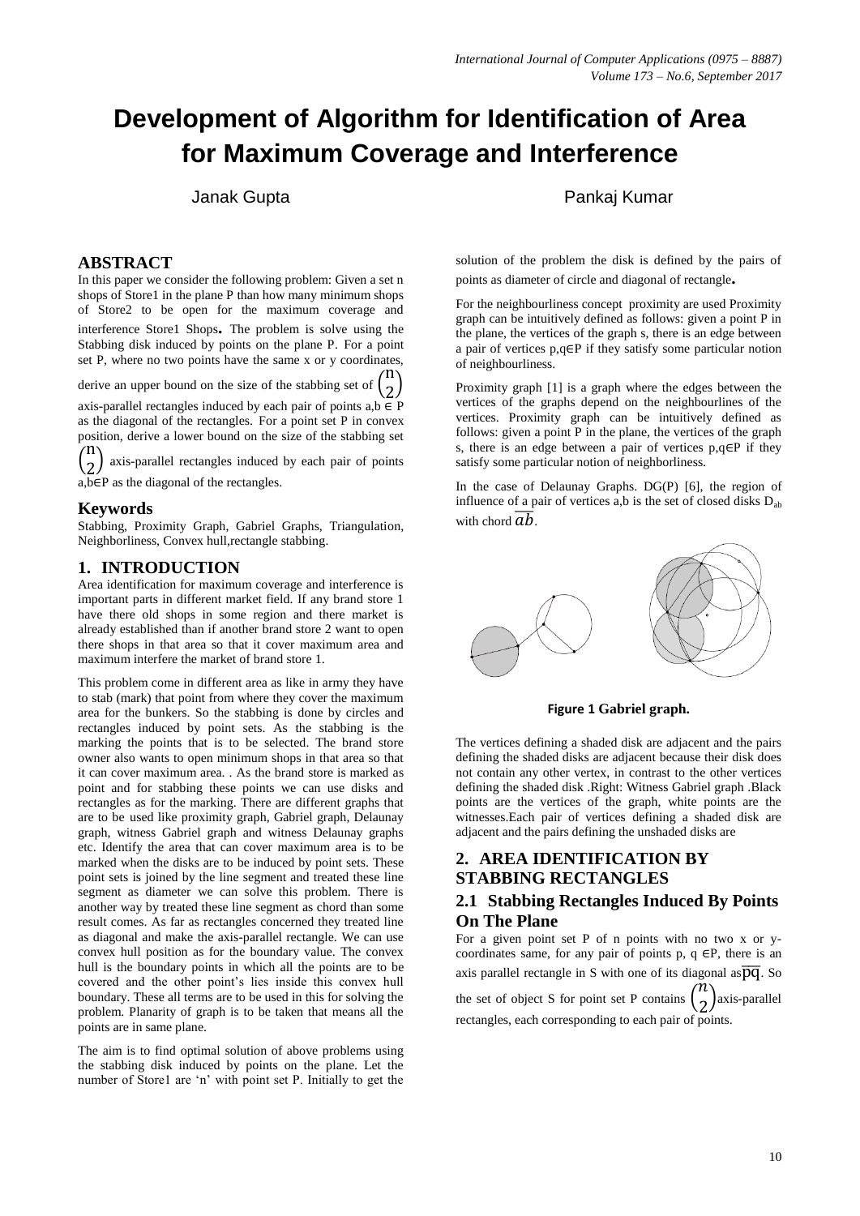# Development of Algorithm for Identification of Area for Maximum Coverage and Interference

Janak Gupta

Pankaj Kumar

## ABSTRACT

In this paper we consider the following problem: Given a set n shops of Store1 in the plane P than how many minimum shops of Store2 to be open for the maximum coverage and interference Store1 Shops**.** The problem is solve using the Stabbing disk induced by points on the plane P. For a point set P, where no two points have the same x or y coordinates, derive an upper bound on the size of the stabbing set of $\binom{n}{2}$ axis-parallel rectangles induced by each pair of points a,b $\in$ P as the diagonal of the rectangles. For a point set P in convex position, derive a lower bound on the size of the stabbing set $\binom{n}{2}$ axis-parallel rectangles induced by each pair of points a,b$\in$P as the diagonal of the rectangles.

## Keywords

Stabbing, Proximity Graph, Gabriel Graphs, Triangulation, Neighborliness, Convex hull,rectangle stabbing.

## 1. INTRODUCTION

Area identification for maximum coverage and interference is important parts in different market field. If any brand store 1 have there old shops in some region and there market is already established than if another brand store 2 want to open there shops in that area so that it cover maximum area and maximum interfere the market of brand store 1.

This problem come in different area as like in army they have to stab (mark) that point from where they cover the maximum area for the bunkers. So the stabbing is done by circles and rectangles induced by point sets. As the stabbing is the marking the points that is to be selected. The brand store owner also wants to open minimum shops in that area so that it can cover maximum area. . As the brand store is marked as point and for stabbing these points we can use disks and rectangles as for the marking. There are different graphs that are to be used like proximity graph, Gabriel graph, Delaunay graph, witness Gabriel graph and witness Delaunay graphs etc. Identify the area that can cover maximum area is to be marked when the disks are to be induced by point sets. These point sets is joined by the line segment and treated these line segment as diameter we can solve this problem. There is another way by treated these line segment as chord than some result comes. As far as rectangles concerned they treated line as diagonal and make the axis-parallel rectangle. We can use convex hull position as for the boundary value. The convex hull is the boundary points in which all the points are to be covered and the other point's lies inside this convex hull boundary. These all terms are to be used in this for solving the problem. Planarity of graph is to be taken that means all the points are in same plane.

The aim is to find optimal solution of above problems using the stabbing disk induced by points on the plane. Let the number of Store1 are 'n' with point set P. Initially to get the solution of the problem the disk is defined by the pairs of points as diameter of circle and diagonal of rectangle**.**

For the neighbourliness concept proximity are used Proximity graph can be intuitively defined as follows: given a point P in the plane, the vertices of the graph s, there is an edge between a pair of vertices p,q$\in$P if they satisfy some particular notion of neighbourliness.

Proximity graph [1] is a graph where the edges between the vertices of the graphs depend on the neighbourlines of the vertices. Proximity graph can be intuitively defined as follows: given a point P in the plane, the vertices of the graph s, there is an edge between a pair of vertices p,q$\in$P if they satisfy some particular notion of neighborliness.

In the case of Delaunay Graphs. DG(P) [6], the region of influence of a pair of vertices a,b is the set of closed disks $D_{ab}$ with chord $\overline{ab}$.

**Figure 1 Gabriel graph.**

The vertices defining a shaded disk are adjacent and the pairs defining the shaded disks are adjacent because their disk does not contain any other vertex, in contrast to the other vertices defining the shaded disk .Right: Witness Gabriel graph .Black points are the vertices of the graph, white points are the witnesses.Each pair of vertices defining a shaded disk are adjacent and the pairs defining the unshaded disks are

## 2. AREA IDENTIFICATION BY STABBING RECTANGLES

### 2.1 Stabbing Rectangles Induced By Points On The Plane

For a given point set P of n points with no two x or y-coordinates same, for any pair of points p, q $\in$P, there is an axis parallel rectangle in S with one of its diagonal as$\overline{pq}$. So the set of object S for point set P contains $\binom{n}{2}$axis-parallel rectangles, each corresponding to each pair of points.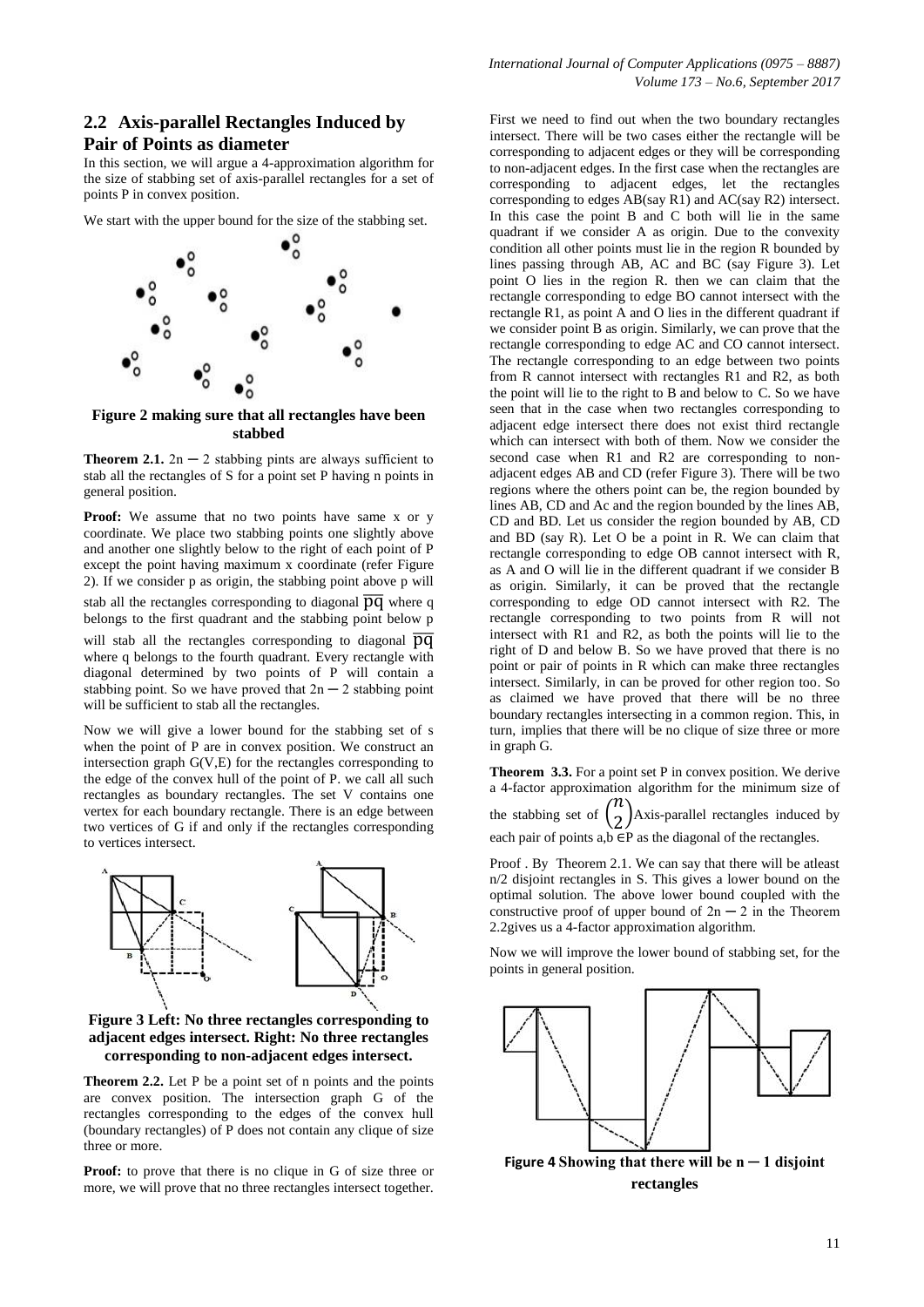## 2.2 Axis-parallel Rectangles Induced by Pair of Points as diameter

In this section, we will argue a 4-approximation algorithm for the size of stabbing set of axis-parallel rectangles for a set of points P in convex position.

We start with the upper bound for the size of the stabbing set.

**Figure 2 making sure that all rectangles have been stabbed**

**Theorem 2.1.** $2n - 2$ stabbing pints are always sufficient to stab all the rectangles of S for a point set P having n points in general position.

**Proof:** We assume that no two points have same x or y coordinate. We place two stabbing points one slightly above and another one slightly below to the right of each point of P except the point having maximum x coordinate (refer Figure 2). If we consider p as origin, the stabbing point above p will stab all the rectangles corresponding to diagonal $\overline{pq}$ where q belongs to the first quadrant and the stabbing point below p will stab all the rectangles corresponding to diagonal $\overline{pq}$ where q belongs to the fourth quadrant. Every rectangle with diagonal determined by two points of P will contain a stabbing point. So we have proved that $2n - 2$ stabbing point will be sufficient to stab all the rectangles.

Now we will give a lower bound for the stabbing set of s when the point of P are in convex position. We construct an intersection graph G(V,E) for the rectangles corresponding to the edge of the convex hull of the point of P. we call all such rectangles as boundary rectangles. The set V contains one vertex for each boundary rectangle. There is an edge between two vertices of G if and only if the rectangles corresponding to vertices intersect.

**Figure 3 Left: No three rectangles corresponding to adjacent edges intersect. Right: No three rectangles corresponding to non-adjacent edges intersect.**

**Theorem 2.2.** Let P be a point set of n points and the points are convex position. The intersection graph G of the rectangles corresponding to the edges of the convex hull (boundary rectangles) of P does not contain any clique of size three or more.

**Proof:** to prove that there is no clique in G of size three or more, we will prove that no three rectangles intersect together. First we need to find out when the two boundary rectangles intersect. There will be two cases either the rectangle will be corresponding to adjacent edges or they will be corresponding to non-adjacent edges. In the first case when the rectangles are corresponding to adjacent edges, let the rectangles corresponding to edges AB(say R1) and AC(say R2) intersect. In this case the point B and C both will lie in the same quadrant if we consider A as origin. Due to the convexity condition all other points must lie in the region R bounded by lines passing through AB, AC and BC (say Figure 3). Let point O lies in the region R. then we can claim that the rectangle corresponding to edge BO cannot intersect with the rectangle R1, as point A and O lies in the different quadrant if we consider point B as origin. Similarly, we can prove that the rectangle corresponding to edge AC and CO cannot intersect. The rectangle corresponding to an edge between two points from R cannot intersect with rectangles R1 and R2, as both the point will lie to the right to B and below to C. So we have seen that in the case when two rectangles corresponding to adjacent edge intersect there does not exist third rectangle which can intersect with both of them. Now we consider the second case when R1 and R2 are corresponding to non-adjacent edges AB and CD (refer Figure 3). There will be two regions where the others point can be, the region bounded by lines AB, CD and Ac and the region bounded by the lines AB, CD and BD. Let us consider the region bounded by AB, CD and BD (say R). Let O be a point in R. We can claim that rectangle corresponding to edge OB cannot intersect with R, as A and O will lie in the different quadrant if we consider B as origin. Similarly, it can be proved that the rectangle corresponding to edge OD cannot intersect with R2. The rectangle corresponding to two points from R will not intersect with R1 and R2, as both the points will lie to the right of D and below B. So we have proved that there is no point or pair of points in R which can make three rectangles intersect. Similarly, in can be proved for other region too. So as claimed we have proved that there will be no three boundary rectangles intersecting in a common region. This, in turn, implies that there will be no clique of size three or more in graph G.

**Theorem 3.3.** For a point set P in convex position. We derive a 4-factor approximation algorithm for the minimum size of the stabbing set of $\binom{n}{2}$ Axis-parallel rectangles induced by each pair of points $a,b \in P$ as the diagonal of the rectangles.

Proof . By Theorem 2.1. We can say that there will be atleast n/2 disjoint rectangles in S. This gives a lower bound on the optimal solution. The above lower bound coupled with the constructive proof of upper bound of $2n - 2$ in the Theorem 2.2gives us a 4-factor approximation algorithm.

Now we will improve the lower bound of stabbing set, for the points in general position.

**Figure 4 Showing that there will be $n - 1$ disjoint rectangles**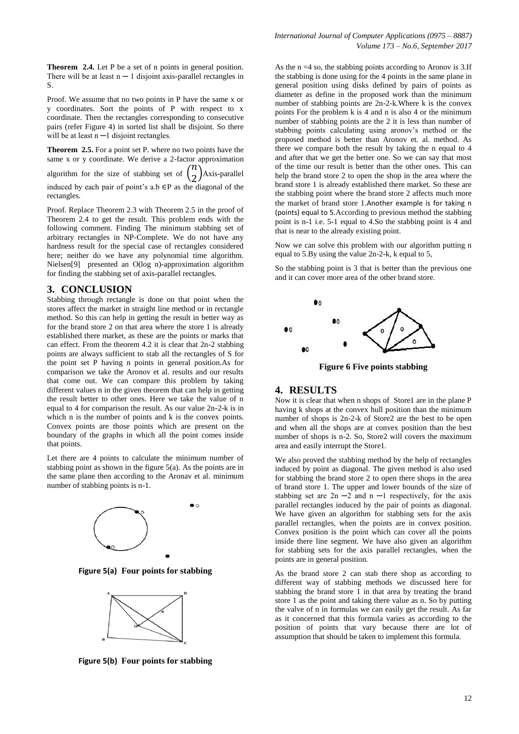**Theorem 2.4.** Let P be a set of n points in general position. There will be at least $n - 1$ disjoint axis-parallel rectangles in S.

Proof. We assume that no two points in P have the same x or y coordinates. Sort the points of P with respect to x coordinate. Then the rectangles corresponding to consecutive pairs (refer Figure 4) in sorted list shall be disjoint. So there will be at least $n - 1$ disjoint rectangles.

**Theorem 2.5.** For a point set P. where no two points have the same x or y coordinate. We derive a 2-factor approximation algorithm for the size of stabbing set of $\binom{n}{2}$ Axis-parallel induced by each pair of point's $a.b \in P$ as the diagonal of the rectangles.

Proof. Replace Theorem 2.3 with Theorem 2.5 in the proof of Theorem 2.4 to get the result. This problem ends with the following comment. Finding The minimum stabbing set of arbitrary rectangles in NP-Complete. We do not have any hardness result for the special case of rectangles considered here; neither do we have any polynomial time algorithm. Nielsen[9] presented an O(log n)-approximation algorithm for finding the stabbing set of axis-parallel rectangles.

## 3. CONCLUSION

Stabbing through rectangle is done on that point when the stores affect the market in straight line method or in rectangle method. So this can help in getting the result in better way as for the brand store 2 on that area where the store 1 is already established there market, as these are the points or marks that can effect. From the theorem 4.2 it is clear that 2n-2 stabbing points are always sufficient to stab all the rectangles of S for the point set P having n points in general position.As for comparison we take the Aronov et al. results and our results that come out. We can compare this problem by taking different values n in the given theorem that can help in getting the result better to other ones. Here we take the value of n equal to 4 for comparison the result. As our value 2n-2-k is in which n is the number of points and k is the convex points. Convex points are those points which are present on the boundary of the graphs in which all the point comes inside that points.

Let there are 4 points to calculate the minimum number of stabbing point as shown in the figure 5(a). As the points are in the same plane then according to the Aronav et al. minimum number of stabbing points is n-1.

**Figure 5(a) Four points for stabbing**

**Figure 5(b) Four points for stabbing**

As the n =4 so, the stabbing points according to Aronov is 3.If the stabbing is done using for the 4 points in the same plane in general position using disks defined by pairs of points as diameter as define in the proposed work than the minimum number of stabbing points are 2n-2-k.Where k is the convex points For the problem k is 4 and n is also 4 or the minimum number of stabbing points are the 2 it is less than number of stabbing points calculating using aronov's method or the proposed method is better than Aronov et. al. method. As there we compare both the result by taking the n equal to 4 and after that we get the better one. So we can say that most of the time our result is better than the other ones. This can help the brand store 2 to open the shop in the area where the brand store 1 is already established there market. So these are the stabbing point where the brand store 2 affects much more the market of brand store 1.Another example is for taking n (points) equal to 5.According to previous method the stabbing point is n-1 i.e. 5-1 equal to 4.So the stabbing point is 4 and that is near to the already existing point.

Now we can solve this problem with our algorithm putting n equal to 5.By using the value 2n-2-k, k equal to 5,

So the stabbing point is 3 that is better than the previous one and it can cover more area of the other brand store.

**Figure 6 Five points stabbing**

## 4. RESULTS

Now it is clear that when n shops of Store1 are in the plane P having k shops at the convex hull position than the minimum number of shops is 2n-2-k of Store2 are the best to be open and when all the shops are at convex position than the best number of shops is n-2. So, Store2 will covers the maximum area and easily interrupt the Store1.

We also proved the stabbing method by the help of rectangles induced by point as diagonal. The given method is also used for stabbing the brand store 2 to open there shops in the area of brand store 1. The upper and lower bounds of the size of stabbing set are $2n - 2$ and $n - 1$ respectively, for the axis parallel rectangles induced by the pair of points as diagonal. We have given an algorithm for stabbing sets for the axis parallel rectangles, when the points are in convex position. Convex position is the point which can cover all the points inside there line segment. We have also given an algorithm for stabbing sets for the axis parallel rectangles, when the points are in general position.

As the brand store 2 can stab there shop as according to different way of stabbing methods we discussed here for stabbing the brand store 1 in that area by treating the brand store 1 as the point and taking there value as n. So by putting the valve of n in formulas we can easily get the result. As far as it concerned that this formula varies as according to the position of points that vary because there are lot of assumption that should be taken to implement this formula.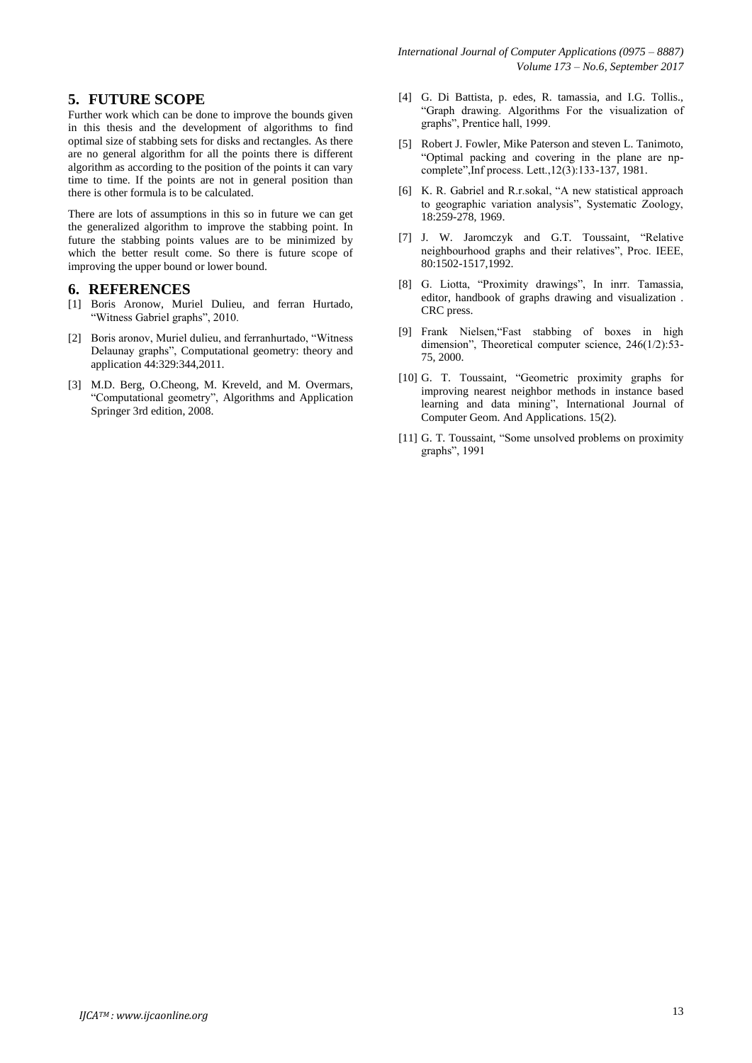## 5. FUTURE SCOPE

Further work which can be done to improve the bounds given in this thesis and the development of algorithms to find optimal size of stabbing sets for disks and rectangles. As there are no general algorithm for all the points there is different algorithm as according to the position of the points it can vary time to time. If the points are not in general position than there is other formula is to be calculated.

There are lots of assumptions in this so in future we can get the generalized algorithm to improve the stabbing point. In future the stabbing points values are to be minimized by which the better result come. So there is future scope of improving the upper bound or lower bound.

## 6. REFERENCES

[1] Boris Aronow, Muriel Dulieu, and ferran Hurtado, "Witness Gabriel graphs", 2010.

[2] Boris aronov, Muriel dulieu, and ferranhurtado, "Witness Delaunay graphs", Computational geometry: theory and application 44:329:344,2011.

[3] M.D. Berg, O.Cheong, M. Kreveld, and M. Overmars, "Computational geometry", Algorithms and Application Springer 3rd edition, 2008.

[4] G. Di Battista, p. edes, R. tamassia, and I.G. Tollis., "Graph drawing. Algorithms For the visualization of graphs", Prentice hall, 1999.

[5] Robert J. Fowler, Mike Paterson and steven L. Tanimoto, "Optimal packing and covering in the plane are np-complete",Inf process. Lett.,12(3):133-137, 1981.

[6] K. R. Gabriel and R.r.sokal, "A new statistical approach to geographic variation analysis", Systematic Zoology, 18:259-278, 1969.

[7] J. W. Jaromczyk and G.T. Toussaint, "Relative neighbourhood graphs and their relatives", Proc. IEEE, 80:1502-1517,1992.

[8] G. Liotta, "Proximity drawings", In inrr. Tamassia, editor, handbook of graphs drawing and visualization . CRC press.

[9] Frank Nielsen,"Fast stabbing of boxes in high dimension", Theoretical computer science, 246(1/2):53-75, 2000.

[10] G. T. Toussaint, "Geometric proximity graphs for improving nearest neighbor methods in instance based learning and data mining", International Journal of Computer Geom. And Applications. 15(2).

[11] G. T. Toussaint, "Some unsolved problems on proximity graphs", 1991